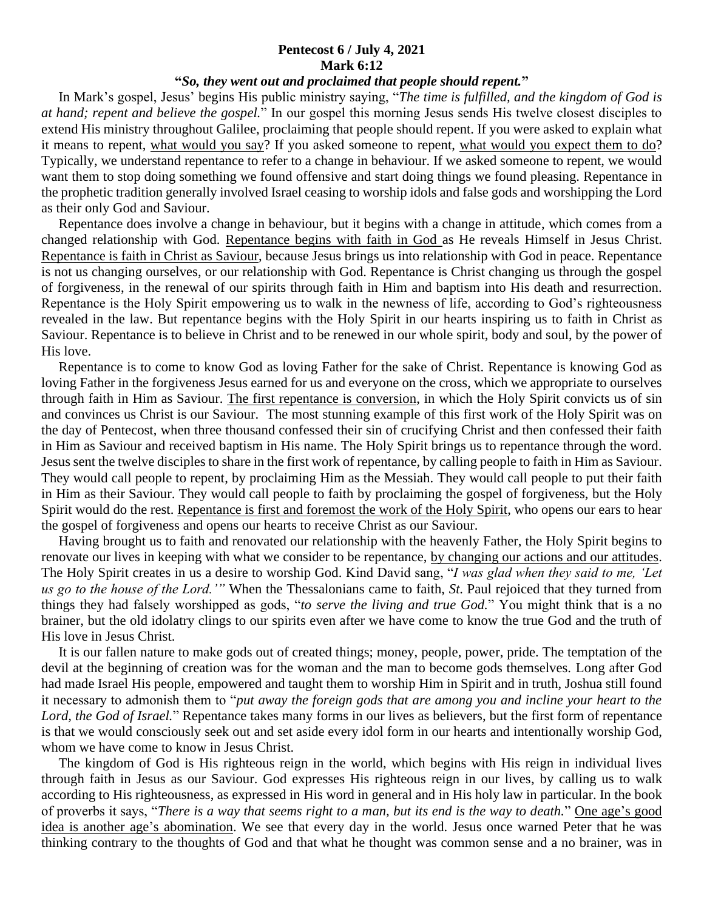**Pentecost 6 / July 4, 2021**
**Mark 6:12**
**"*So, they went out and proclaimed that people should repent.*"**

In Mark's gospel, Jesus' begins His public ministry saying, "*The time is fulfilled, and the kingdom of God is at hand; repent and believe the gospel.*" In our gospel this morning Jesus sends His twelve closest disciples to extend His ministry throughout Galilee, proclaiming that people should repent. If you were asked to explain what it means to repent, <u>what would you say</u>? If you asked someone to repent, <u>what would you expect them to do</u>? Typically, we understand repentance to refer to a change in behaviour. If we asked someone to repent, we would want them to stop doing something we found offensive and start doing things we found pleasing. Repentance in the prophetic tradition generally involved Israel ceasing to worship idols and false gods and worshipping the Lord as their only God and Saviour.

Repentance does involve a change in behaviour, but it begins with a change in attitude, which comes from a changed relationship with God. <u>Repentance begins with faith in God</u> as He reveals Himself in Jesus Christ. <u>Repentance is faith in Christ as Saviour</u>, because Jesus brings us into relationship with God in peace. Repentance is not us changing ourselves, or our relationship with God. Repentance is Christ changing us through the gospel of forgiveness, in the renewal of our spirits through faith in Him and baptism into His death and resurrection. Repentance is the Holy Spirit empowering us to walk in the newness of life, according to God's righteousness revealed in the law. But repentance begins with the Holy Spirit in our hearts inspiring us to faith in Christ as Saviour. Repentance is to believe in Christ and to be renewed in our whole spirit, body and soul, by the power of His love.

Repentance is to come to know God as loving Father for the sake of Christ. Repentance is knowing God as loving Father in the forgiveness Jesus earned for us and everyone on the cross, which we appropriate to ourselves through faith in Him as Saviour. <u>The first repentance is conversion</u>, in which the Holy Spirit convicts us of sin and convinces us Christ is our Saviour. The most stunning example of this first work of the Holy Spirit was on the day of Pentecost, when three thousand confessed their sin of crucifying Christ and then confessed their faith in Him as Saviour and received baptism in His name. The Holy Spirit brings us to repentance through the word. Jesus sent the twelve disciples to share in the first work of repentance, by calling people to faith in Him as Saviour. They would call people to repent, by proclaiming Him as the Messiah. They would call people to put their faith in Him as their Saviour. They would call people to faith by proclaiming the gospel of forgiveness, but the Holy Spirit would do the rest. <u>Repentance is first and foremost the work of the Holy Spirit</u>, who opens our ears to hear the gospel of forgiveness and opens our hearts to receive Christ as our Saviour.

Having brought us to faith and renovated our relationship with the heavenly Father, the Holy Spirit begins to renovate our lives in keeping with what we consider to be repentance, <u>by changing our actions and our attitudes</u>. The Holy Spirit creates in us a desire to worship God. Kind David sang, "*I was glad when they said to me, 'Let us go to the house of the Lord.'"* When the Thessalonians came to faith, *St.* Paul rejoiced that they turned from things they had falsely worshipped as gods, "*to serve the living and true God.*" You might think that is a no brainer, but the old idolatry clings to our spirits even after we have come to know the true God and the truth of His love in Jesus Christ.

It is our fallen nature to make gods out of created things; money, people, power, pride. The temptation of the devil at the beginning of creation was for the woman and the man to become gods themselves. Long after God had made Israel His people, empowered and taught them to worship Him in Spirit and in truth, Joshua still found it necessary to admonish them to "*put away the foreign gods that are among you and incline your heart to the Lord, the God of Israel.*" Repentance takes many forms in our lives as believers, but the first form of repentance is that we would consciously seek out and set aside every idol form in our hearts and intentionally worship God, whom we have come to know in Jesus Christ.

The kingdom of God is His righteous reign in the world, which begins with His reign in individual lives through faith in Jesus as our Saviour. God expresses His righteous reign in our lives, by calling us to walk according to His righteousness, as expressed in His word in general and in His holy law in particular. In the book of proverbs it says, "*There is a way that seems right to a man, but its end is the way to death.*" <u>One age's good idea is another age's abomination</u>. We see that every day in the world. Jesus once warned Peter that he was thinking contrary to the thoughts of God and that what he thought was common sense and a no brainer, was in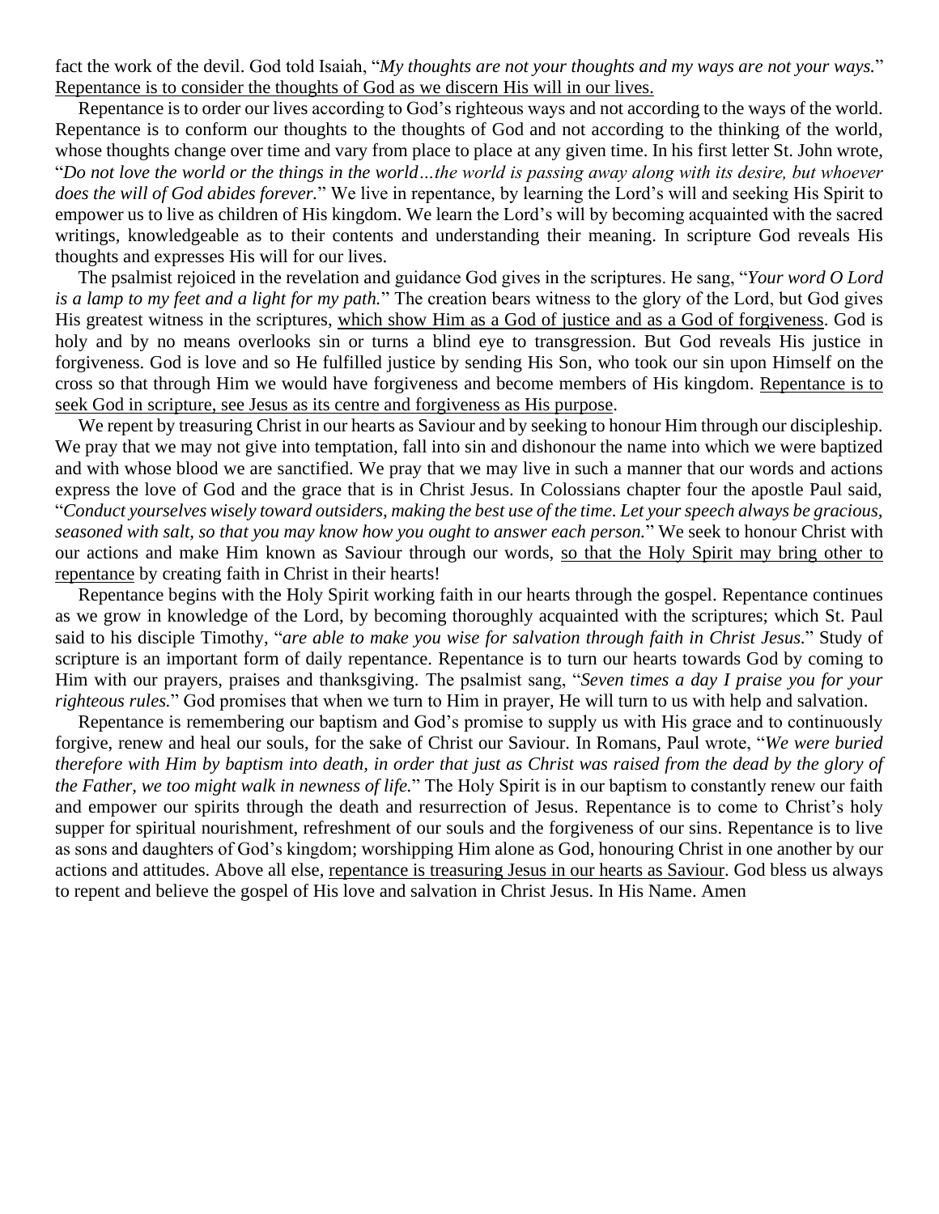fact the work of the devil. God told Isaiah, "*My thoughts are not your thoughts and my ways are not your ways.*" <u>Repentance is to consider the thoughts of God as we discern His will in our lives.</u>

Repentance is to order our lives according to God's righteous ways and not according to the ways of the world. Repentance is to conform our thoughts to the thoughts of God and not according to the thinking of the world, whose thoughts change over time and vary from place to place at any given time. In his first letter St. John wrote, "*Do not love the world or the things in the world…the world is passing away along with its desire, but whoever does the will of God abides forever.*" We live in repentance, by learning the Lord's will and seeking His Spirit to empower us to live as children of His kingdom. We learn the Lord's will by becoming acquainted with the sacred writings, knowledgeable as to their contents and understanding their meaning. In scripture God reveals His thoughts and expresses His will for our lives.

The psalmist rejoiced in the revelation and guidance God gives in the scriptures. He sang, "*Your word O Lord is a lamp to my feet and a light for my path.*" The creation bears witness to the glory of the Lord, but God gives His greatest witness in the scriptures, <u>which show Him as a God of justice and as a God of forgiveness</u>. God is holy and by no means overlooks sin or turns a blind eye to transgression. But God reveals His justice in forgiveness. God is love and so He fulfilled justice by sending His Son, who took our sin upon Himself on the cross so that through Him we would have forgiveness and become members of His kingdom. <u>Repentance is to seek God in scripture, see Jesus as its centre and forgiveness as His purpose</u>.

We repent by treasuring Christ in our hearts as Saviour and by seeking to honour Him through our discipleship. We pray that we may not give into temptation, fall into sin and dishonour the name into which we were baptized and with whose blood we are sanctified. We pray that we may live in such a manner that our words and actions express the love of God and the grace that is in Christ Jesus. In Colossians chapter four the apostle Paul said, "*Conduct yourselves wisely toward outsiders, making the best use of the time. Let your speech always be gracious, seasoned with salt, so that you may know how you ought to answer each person.*" We seek to honour Christ with our actions and make Him known as Saviour through our words, <u>so that the Holy Spirit may bring other to repentance</u> by creating faith in Christ in their hearts!

Repentance begins with the Holy Spirit working faith in our hearts through the gospel. Repentance continues as we grow in knowledge of the Lord, by becoming thoroughly acquainted with the scriptures; which St. Paul said to his disciple Timothy, "*are able to make you wise for salvation through faith in Christ Jesus.*" Study of scripture is an important form of daily repentance. Repentance is to turn our hearts towards God by coming to Him with our prayers, praises and thanksgiving. The psalmist sang, "*Seven times a day I praise you for your righteous rules.*" God promises that when we turn to Him in prayer, He will turn to us with help and salvation.

Repentance is remembering our baptism and God's promise to supply us with His grace and to continuously forgive, renew and heal our souls, for the sake of Christ our Saviour. In Romans, Paul wrote, "*We were buried therefore with Him by baptism into death, in order that just as Christ was raised from the dead by the glory of the Father, we too might walk in newness of life.*" The Holy Spirit is in our baptism to constantly renew our faith and empower our spirits through the death and resurrection of Jesus. Repentance is to come to Christ's holy supper for spiritual nourishment, refreshment of our souls and the forgiveness of our sins. Repentance is to live as sons and daughters of God's kingdom; worshipping Him alone as God, honouring Christ in one another by our actions and attitudes. Above all else, <u>repentance is treasuring Jesus in our hearts as Saviour</u>. God bless us always to repent and believe the gospel of His love and salvation in Christ Jesus. In His Name. Amen